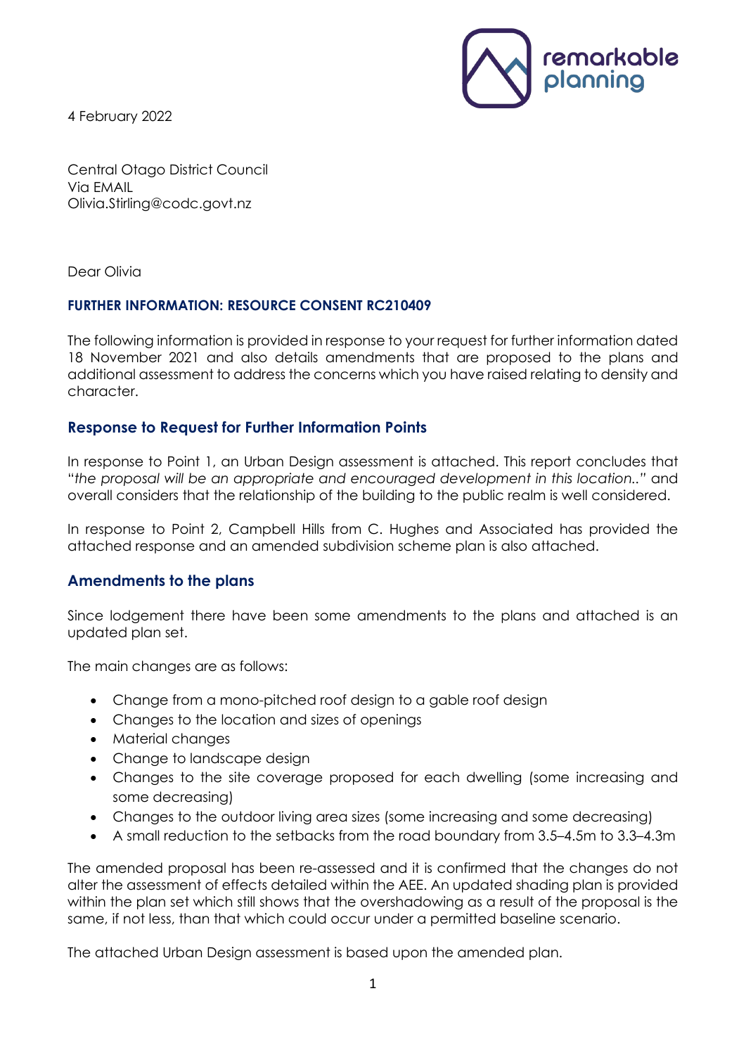4 February 2022

Central Otago District Council
Via EMAIL
Olivia.Stirling@codc.govt.nz

Dear Olivia

**FURTHER INFORMATION: RESOURCE CONSENT RC210409**

The following information is provided in response to your request for further information dated 18 November 2021 and also details amendments that are proposed to the plans and additional assessment to address the concerns which you have raised relating to density and character.

## Response to Request for Further Information Points

In response to Point 1, an Urban Design assessment is attached. This report concludes that "*the proposal will be an appropriate and encouraged development in this location..*" and overall considers that the relationship of the building to the public realm is well considered.

In response to Point 2, Campbell Hills from C. Hughes and Associated has provided the attached response and an amended subdivision scheme plan is also attached.

## Amendments to the plans

Since lodgement there have been some amendments to the plans and attached is an updated plan set.

The main changes are as follows:

- Change from a mono-pitched roof design to a gable roof design
- Changes to the location and sizes of openings
- Material changes
- Change to landscape design
- Changes to the site coverage proposed for each dwelling (some increasing and some decreasing)
- Changes to the outdoor living area sizes (some increasing and some decreasing)
- A small reduction to the setbacks from the road boundary from 3.5–4.5m to 3.3–4.3m

The amended proposal has been re-assessed and it is confirmed that the changes do not alter the assessment of effects detailed within the AEE. An updated shading plan is provided within the plan set which still shows that the overshadowing as a result of the proposal is the same, if not less, than that which could occur under a permitted baseline scenario.

The attached Urban Design assessment is based upon the amended plan.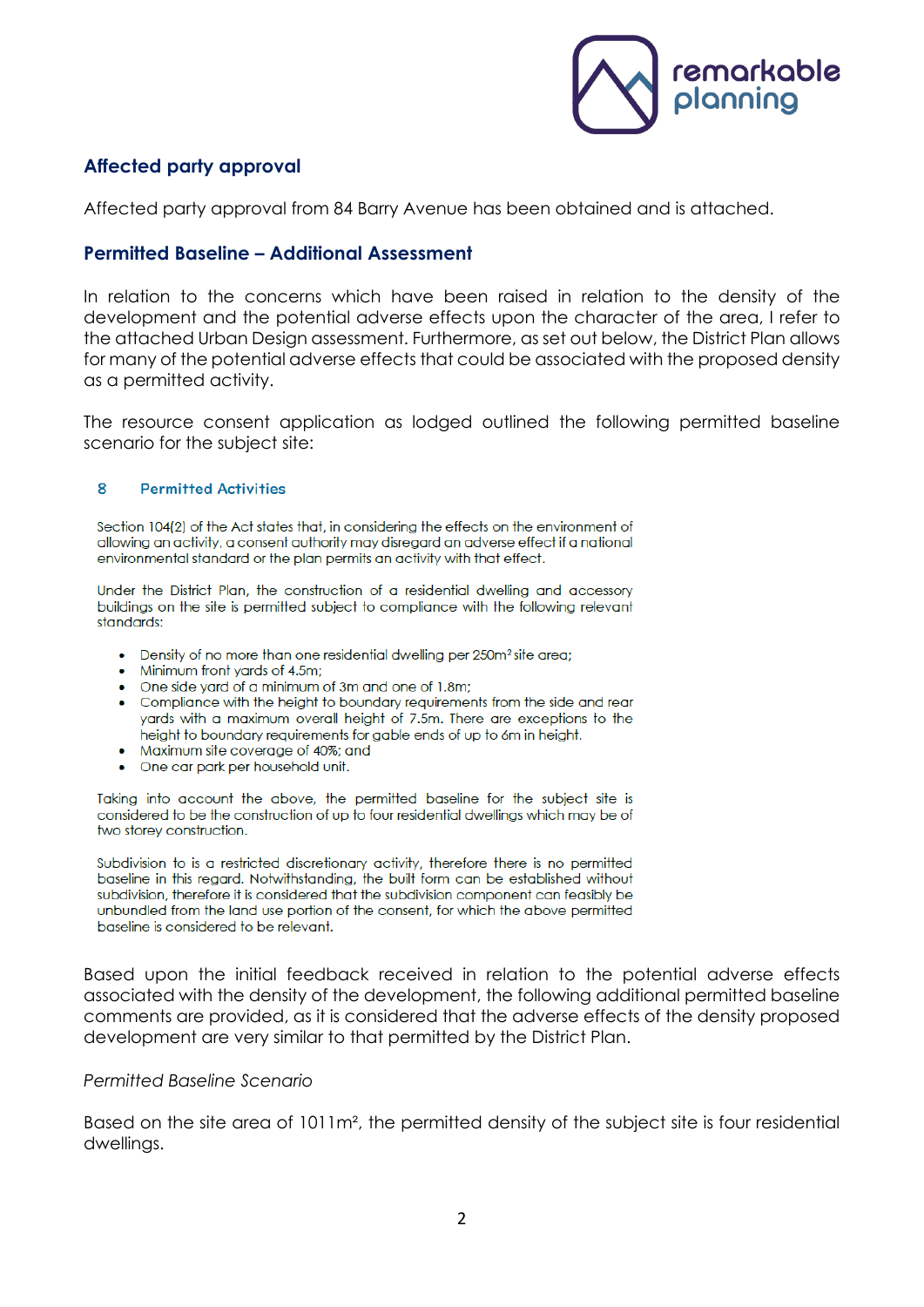## Affected party approval

Affected party approval from 84 Barry Avenue has been obtained and is attached.

## Permitted Baseline – Additional Assessment

In relation to the concerns which have been raised in relation to the density of the development and the potential adverse effects upon the character of the area, I refer to the attached Urban Design assessment. Furthermore, as set out below, the District Plan allows for many of the potential adverse effects that could be associated with the proposed density as a permitted activity.

The resource consent application as lodged outlined the following permitted baseline scenario for the subject site:

### 8 Permitted Activities

Section 104(2) of the Act states that, in considering the effects on the environment of allowing an activity, a consent authority may disregard an adverse effect if a national environmental standard or the plan permits an activity with that effect.

Under the District Plan, the construction of a residential dwelling and accessory buildings on the site is permitted subject to compliance with the following relevant standards:

- Density of no more than one residential dwelling per 250m² site area;
- Minimum front yards of 4.5m;
- One side yard of a minimum of 3m and one of 1.8m;
- Compliance with the height to boundary requirements from the side and rear yards with a maximum overall height of 7.5m. There are exceptions to the height to boundary requirements for gable ends of up to 6m in height.
- Maximum site coverage of 40%; and
- One car park per household unit.

Taking into account the above, the permitted baseline for the subject site is considered to be the construction of up to four residential dwellings which may be of two storey construction.

Subdivision to is a restricted discretionary activity, therefore there is no permitted baseline in this regard. Notwithstanding, the built form can be established without subdivision, therefore it is considered that the subdivision component can feasibly be unbundled from the land use portion of the consent, for which the above permitted baseline is considered to be relevant.

Based upon the initial feedback received in relation to the potential adverse effects associated with the density of the development, the following additional permitted baseline comments are provided, as it is considered that the adverse effects of the density proposed development are very similar to that permitted by the District Plan.

*Permitted Baseline Scenario*

Based on the site area of 1011m², the permitted density of the subject site is four residential dwellings.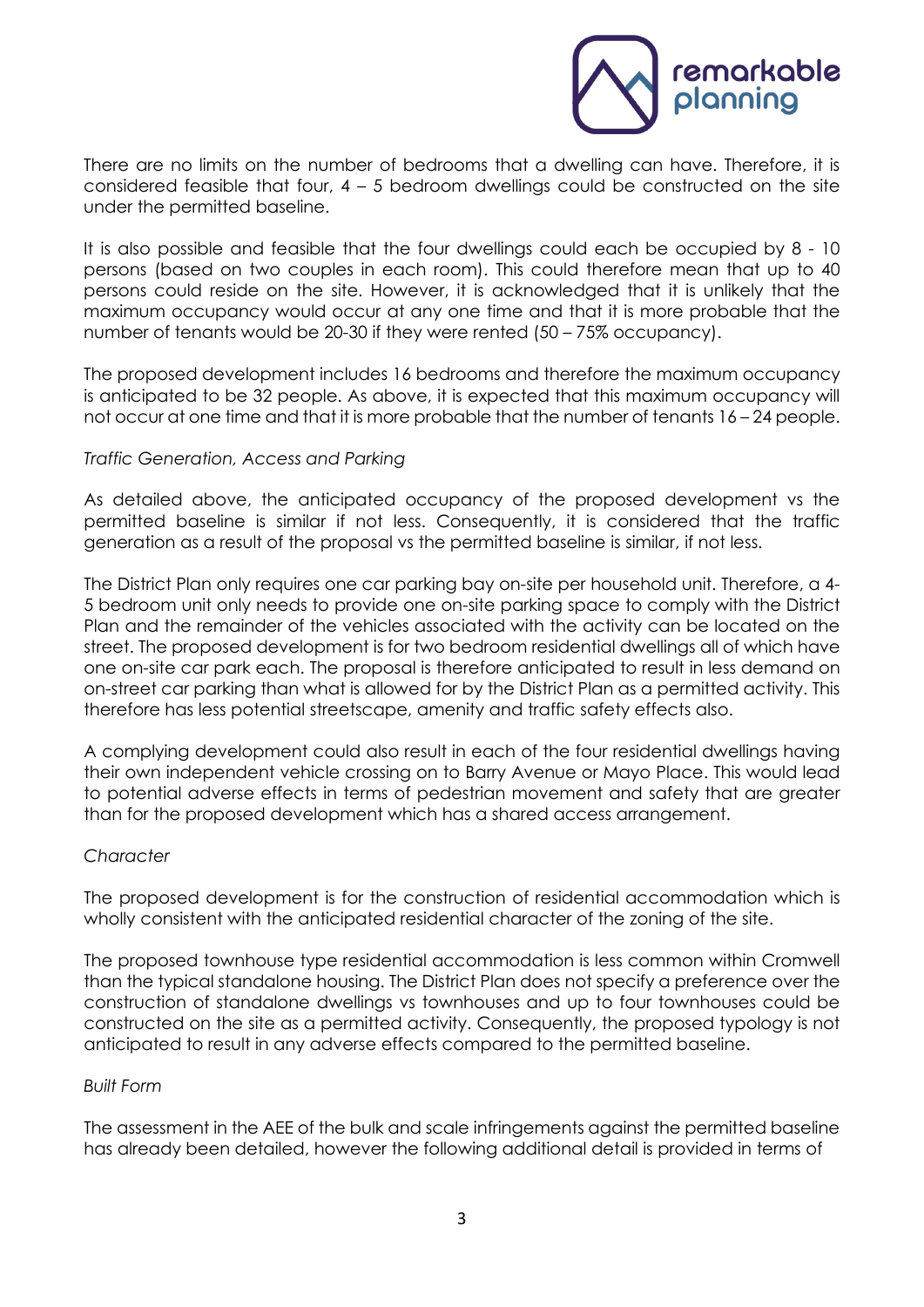There are no limits on the number of bedrooms that a dwelling can have. Therefore, it is considered feasible that four, 4 – 5 bedroom dwellings could be constructed on the site under the permitted baseline.

It is also possible and feasible that the four dwellings could each be occupied by 8 - 10 persons (based on two couples in each room). This could therefore mean that up to 40 persons could reside on the site. However, it is acknowledged that it is unlikely that the maximum occupancy would occur at any one time and that it is more probable that the number of tenants would be 20-30 if they were rented (50 – 75% occupancy).

The proposed development includes 16 bedrooms and therefore the maximum occupancy is anticipated to be 32 people. As above, it is expected that this maximum occupancy will not occur at one time and that it is more probable that the number of tenants 16 – 24 people.

*Traffic Generation, Access and Parking*

As detailed above, the anticipated occupancy of the proposed development vs the permitted baseline is similar if not less. Consequently, it is considered that the traffic generation as a result of the proposal vs the permitted baseline is similar, if not less.

The District Plan only requires one car parking bay on-site per household unit. Therefore, a 4-5 bedroom unit only needs to provide one on-site parking space to comply with the District Plan and the remainder of the vehicles associated with the activity can be located on the street. The proposed development is for two bedroom residential dwellings all of which have one on-site car park each. The proposal is therefore anticipated to result in less demand on on-street car parking than what is allowed for by the District Plan as a permitted activity. This therefore has less potential streetscape, amenity and traffic safety effects also.

A complying development could also result in each of the four residential dwellings having their own independent vehicle crossing on to Barry Avenue or Mayo Place. This would lead to potential adverse effects in terms of pedestrian movement and safety that are greater than for the proposed development which has a shared access arrangement.

*Character*

The proposed development is for the construction of residential accommodation which is wholly consistent with the anticipated residential character of the zoning of the site.

The proposed townhouse type residential accommodation is less common within Cromwell than the typical standalone housing. The District Plan does not specify a preference over the construction of standalone dwellings vs townhouses and up to four townhouses could be constructed on the site as a permitted activity. Consequently, the proposed typology is not anticipated to result in any adverse effects compared to the permitted baseline.

*Built Form*

The assessment in the AEE of the bulk and scale infringements against the permitted baseline has already been detailed, however the following additional detail is provided in terms of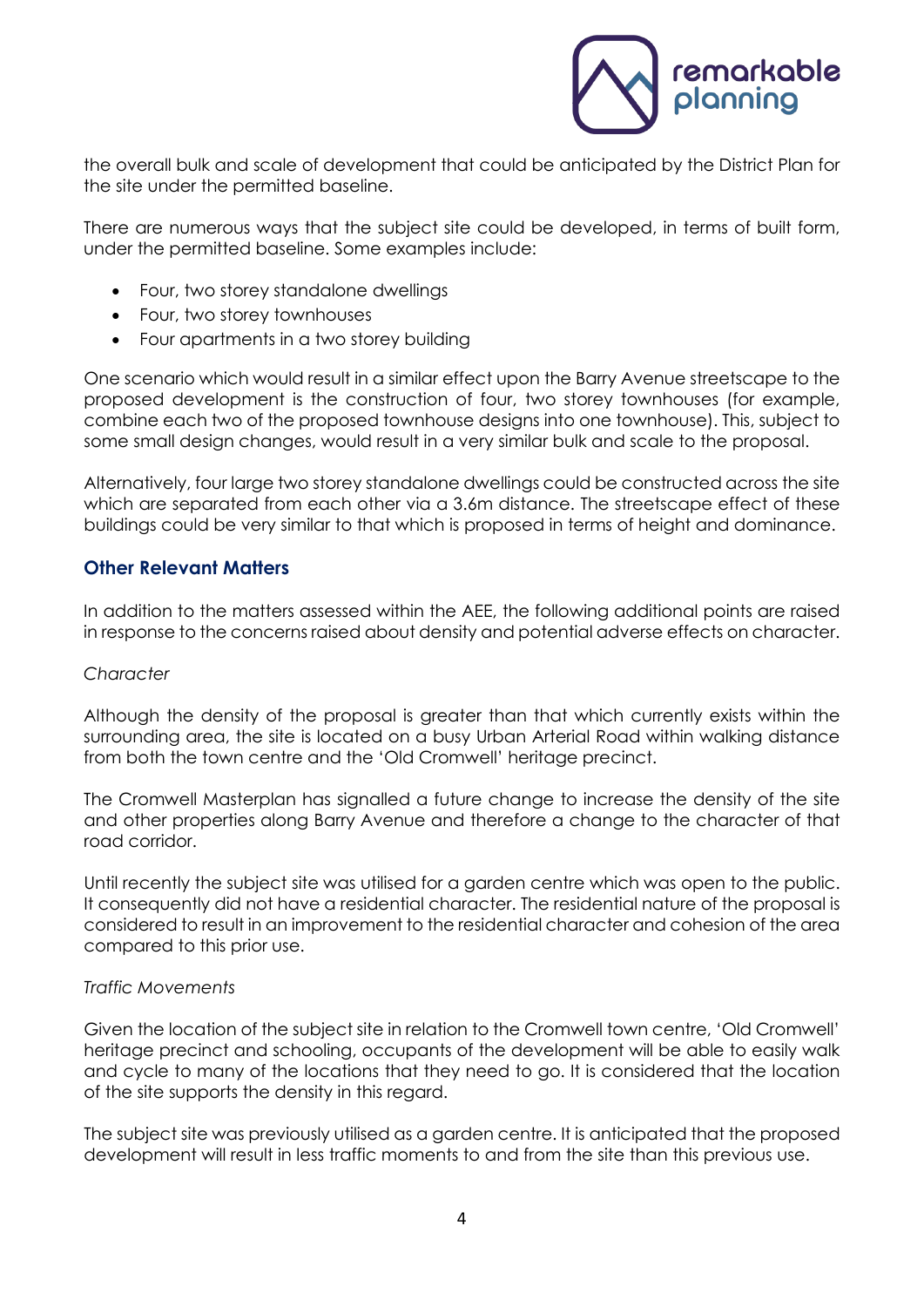the overall bulk and scale of development that could be anticipated by the District Plan for the site under the permitted baseline.

There are numerous ways that the subject site could be developed, in terms of built form, under the permitted baseline. Some examples include:

- Four, two storey standalone dwellings
- Four, two storey townhouses
- Four apartments in a two storey building

One scenario which would result in a similar effect upon the Barry Avenue streetscape to the proposed development is the construction of four, two storey townhouses (for example, combine each two of the proposed townhouse designs into one townhouse). This, subject to some small design changes, would result in a very similar bulk and scale to the proposal.

Alternatively, four large two storey standalone dwellings could be constructed across the site which are separated from each other via a 3.6m distance. The streetscape effect of these buildings could be very similar to that which is proposed in terms of height and dominance.

## Other Relevant Matters

In addition to the matters assessed within the AEE, the following additional points are raised in response to the concerns raised about density and potential adverse effects on character.

*Character*

Although the density of the proposal is greater than that which currently exists within the surrounding area, the site is located on a busy Urban Arterial Road within walking distance from both the town centre and the 'Old Cromwell' heritage precinct.

The Cromwell Masterplan has signalled a future change to increase the density of the site and other properties along Barry Avenue and therefore a change to the character of that road corridor.

Until recently the subject site was utilised for a garden centre which was open to the public. It consequently did not have a residential character. The residential nature of the proposal is considered to result in an improvement to the residential character and cohesion of the area compared to this prior use.

*Traffic Movements*

Given the location of the subject site in relation to the Cromwell town centre, 'Old Cromwell' heritage precinct and schooling, occupants of the development will be able to easily walk and cycle to many of the locations that they need to go. It is considered that the location of the site supports the density in this regard.

The subject site was previously utilised as a garden centre. It is anticipated that the proposed development will result in less traffic moments to and from the site than this previous use.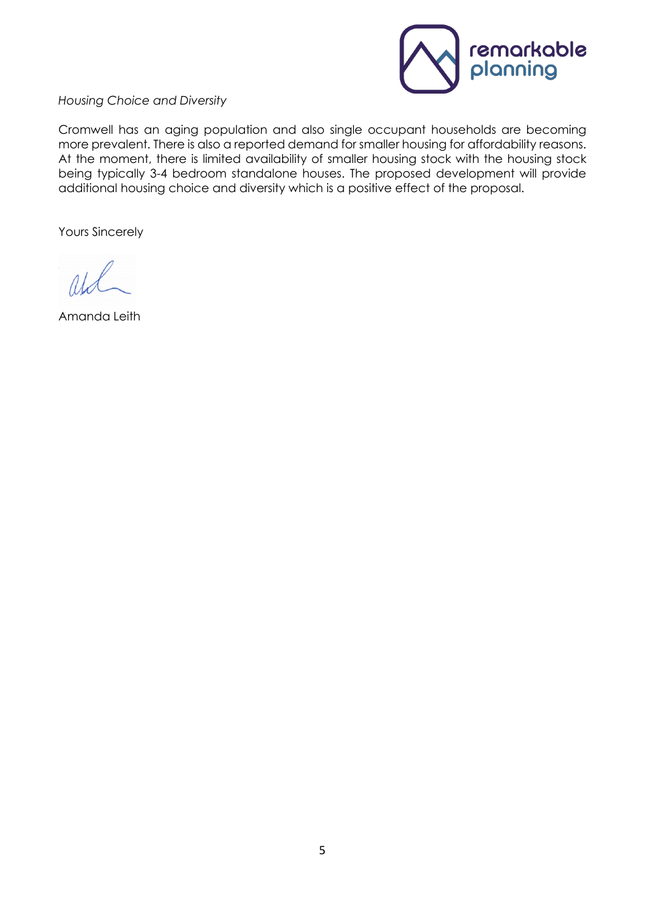*Housing Choice and Diversity*

Cromwell has an aging population and also single occupant households are becoming more prevalent. There is also a reported demand for smaller housing for affordability reasons. At the moment, there is limited availability of smaller housing stock with the housing stock being typically 3-4 bedroom standalone houses. The proposed development will provide additional housing choice and diversity which is a positive effect of the proposal.

Yours Sincerely

Amanda Leith